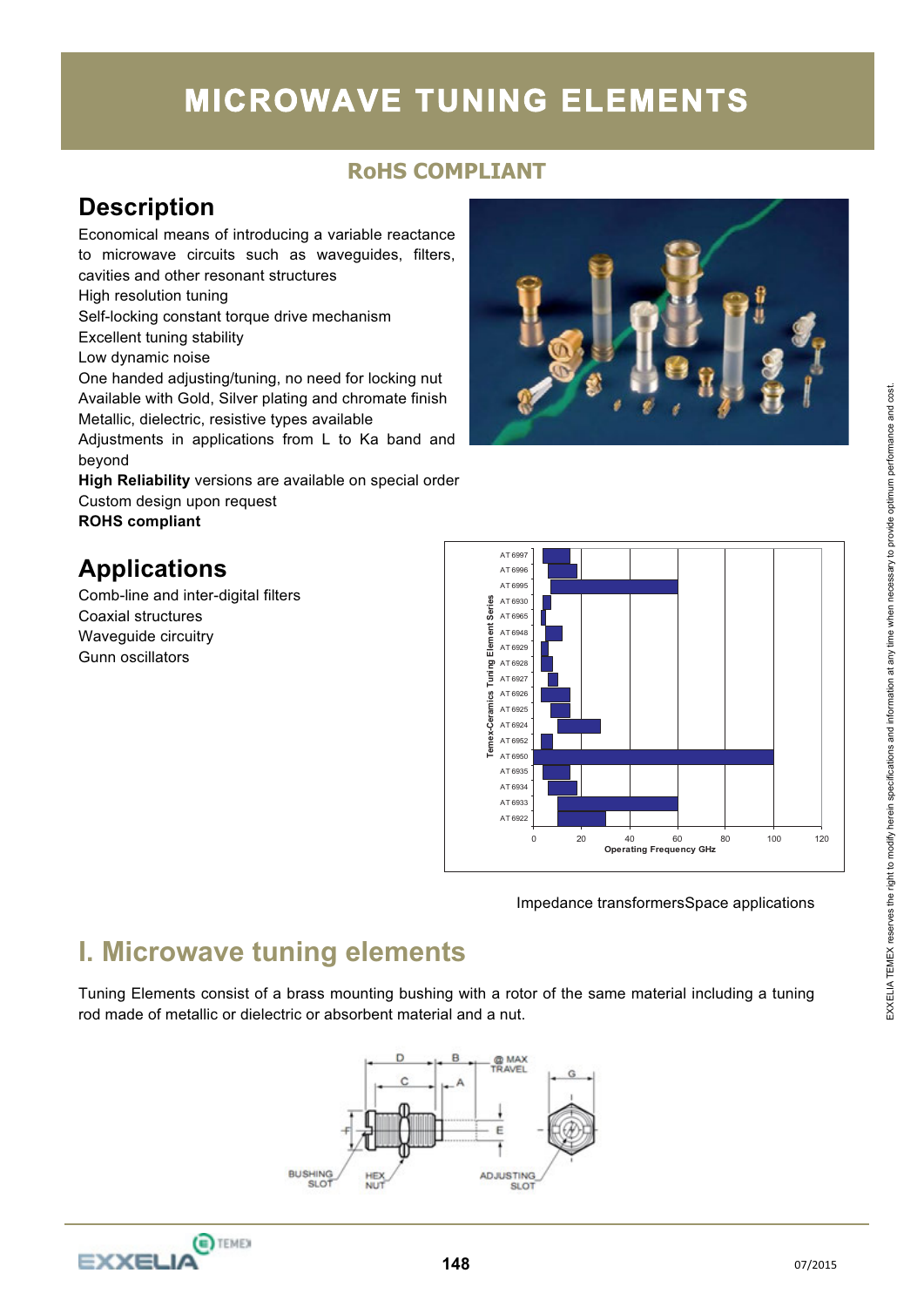# MICROWAVE TUNING ELEMENTS

**RoHS COMPLIANT**

## Description

Economical means of introducing a variable reactance to microwave circuits such as waveguides, filters, cavities and other resonant structures
High resolution tuning
Self-locking constant torque drive mechanism
Excellent tuning stability
Low dynamic noise
One handed adjusting/tuning, no need for locking nut
Available with Gold, Silver plating and chromate finish
Metallic, dielectric, resistive types available
Adjustments in applications from L to Ka band and beyond
**High Reliability** versions are available on special order
Custom design upon request
**ROHS compliant**

## Applications

Comb-line and inter-digital filters
Coaxial structures
Waveguide circuitry
Gunn oscillators
Impedance transformersSpace applications

## I. Microwave tuning elements

Tuning Elements consist of a brass mounting bushing with a rotor of the same material including a tuning rod made of metallic or dielectric or absorbent material and a nut.

EXXELIA TEMEX reserves the right to modify herein specifications and information at any time when necessary to provide optimum performance and cost.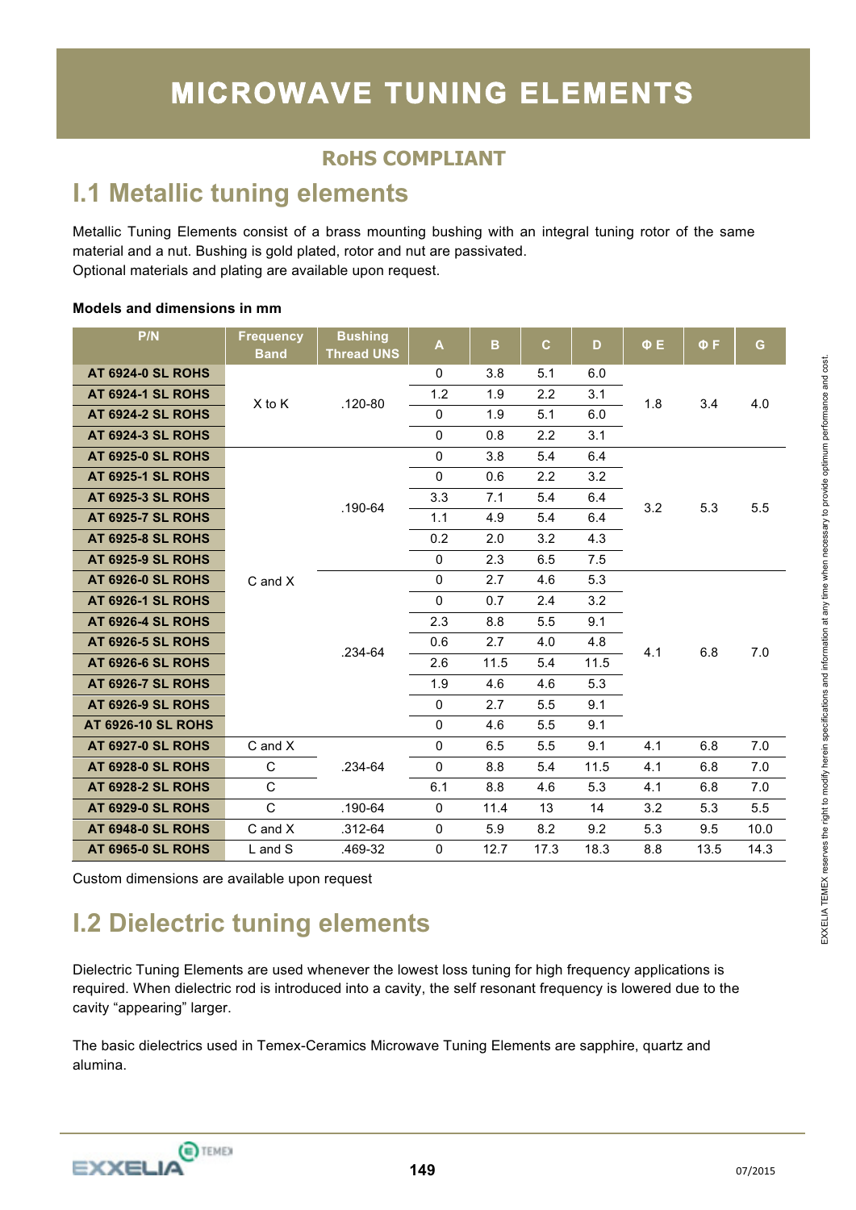# MICROWAVE TUNING ELEMENTS

## RoHS COMPLIANT

## I.1 Metallic tuning elements

Metallic Tuning Elements consist of a brass mounting bushing with an integral tuning rotor of the same material and a nut. Bushing is gold plated, rotor and nut are passivated.
Optional materials and plating are available upon request.

**Models and dimensions in mm**

| P/N | Frequency Band | Bushing Thread UNS | A | B | C | D | Φ E | Φ F | G |
|---|---|---|---|---|---|---|---|---|---|
| AT 6924-0 SL ROHS | X to K | .120-80 | 0 | 3.8 | 5.1 | 6.0 | 1.8 | 3.4 | 4.0 |
| AT 6924-1 SL ROHS | | | 1.2 | 1.9 | 2.2 | 3.1 | | | |
| AT 6924-2 SL ROHS | | | 0 | 1.9 | 5.1 | 6.0 | | | |
| AT 6924-3 SL ROHS | | | 0 | 0.8 | 2.2 | 3.1 | | | |
| AT 6925-0 SL ROHS | C and X | .190-64 | 0 | 3.8 | 5.4 | 6.4 | 3.2 | 5.3 | 5.5 |
| AT 6925-1 SL ROHS | | | 0 | 0.6 | 2.2 | 3.2 | | | |
| AT 6925-3 SL ROHS | | | 3.3 | 7.1 | 5.4 | 6.4 | | | |
| AT 6925-7 SL ROHS | | | 1.1 | 4.9 | 5.4 | 6.4 | | | |
| AT 6925-8 SL ROHS | | | 0.2 | 2.0 | 3.2 | 4.3 | | | |
| AT 6925-9 SL ROHS | | | 0 | 2.3 | 6.5 | 7.5 | | | |
| AT 6926-0 SL ROHS | | .234-64 | 0 | 2.7 | 4.6 | 5.3 | 4.1 | 6.8 | 7.0 |
| AT 6926-1 SL ROHS | | | 0 | 0.7 | 2.4 | 3.2 | | | |
| AT 6926-4 SL ROHS | | | 2.3 | 8.8 | 5.5 | 9.1 | | | |
| AT 6926-5 SL ROHS | | | 0.6 | 2.7 | 4.0 | 4.8 | | | |
| AT 6926-6 SL ROHS | | | 2.6 | 11.5 | 5.4 | 11.5 | | | |
| AT 6926-7 SL ROHS | | | 1.9 | 4.6 | 4.6 | 5.3 | | | |
| AT 6926-9 SL ROHS | | | 0 | 2.7 | 5.5 | 9.1 | | | |
| AT 6926-10 SL ROHS | | | 0 | 4.6 | 5.5 | 9.1 | | | |
| AT 6927-0 SL ROHS | C and X | .234-64 | 0 | 6.5 | 5.5 | 9.1 | 4.1 | 6.8 | 7.0 |
| AT 6928-0 SL ROHS | C | | 0 | 8.8 | 5.4 | 11.5 | 4.1 | 6.8 | 7.0 |
| AT 6928-2 SL ROHS | C | | 6.1 | 8.8 | 4.6 | 5.3 | 4.1 | 6.8 | 7.0 |
| AT 6929-0 SL ROHS | C | .190-64 | 0 | 11.4 | 13 | 14 | 3.2 | 5.3 | 5.5 |
| AT 6948-0 SL ROHS | C and X | .312-64 | 0 | 5.9 | 8.2 | 9.2 | 5.3 | 9.5 | 10.0 |
| AT 6965-0 SL ROHS | L and S | .469-32 | 0 | 12.7 | 17.3 | 18.3 | 8.8 | 13.5 | 14.3 |

Custom dimensions are available upon request

## I.2 Dielectric tuning elements

Dielectric Tuning Elements are used whenever the lowest loss tuning for high frequency applications is required. When dielectric rod is introduced into a cavity, the self resonant frequency is lowered due to the cavity "appearing" larger.

The basic dielectrics used in Temex-Ceramics Microwave Tuning Elements are sapphire, quartz and alumina.

EXXELIA TEMEX reserves the right to modify herein specifications and information at any time when necessary to provide optimum performance and cost.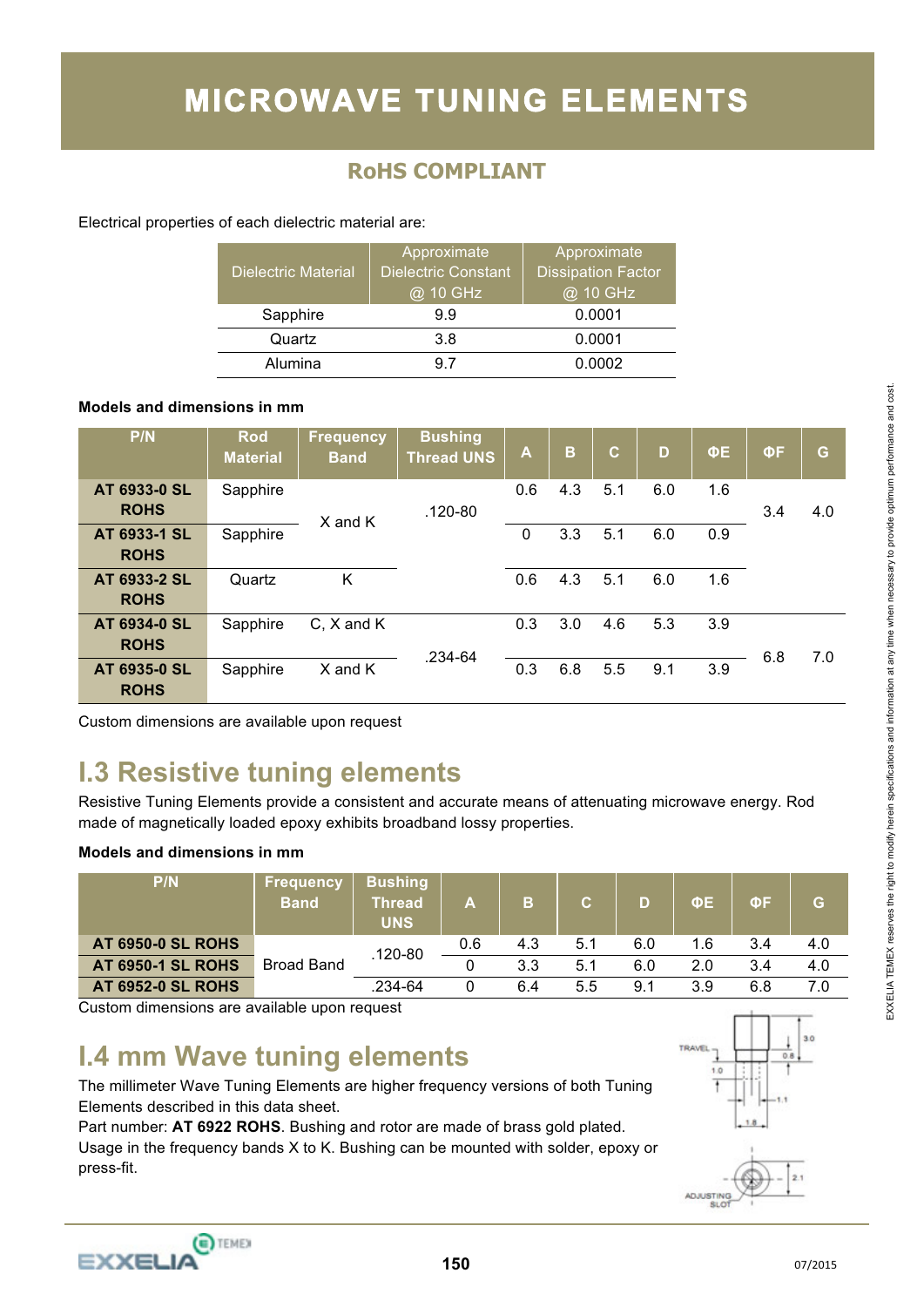# MICROWAVE TUNING ELEMENTS

## RoHS COMPLIANT

Electrical properties of each dielectric material are:

| Dielectric Material | Approximate Dielectric Constant @ 10 GHz | Approximate Dissipation Factor @ 10 GHz |
|---|---|---|
| Sapphire | 9.9 | 0.0001 |
| Quartz | 3.8 | 0.0001 |
| Alumina | 9.7 | 0.0002 |

**Models and dimensions in mm**

| P/N | Rod Material | Frequency Band | Bushing Thread UNS | A | B | C | D | ΦE | ΦF | G |
|---|---|---|---|---|---|---|---|---|---|---|
| **AT 6933-0 SL ROHS** | Sapphire | X and K | .120-80 | 0.6 | 4.3 | 5.1 | 6.0 | 1.6 | 3.4 | 4.0 |
| **AT 6933-1 SL ROHS** | Sapphire | X and K | .120-80 | 0 | 3.3 | 5.1 | 6.0 | 0.9 | 3.4 | 4.0 |
| **AT 6933-2 SL ROHS** | Quartz | K | .120-80 | 0.6 | 4.3 | 5.1 | 6.0 | 1.6 | 3.4 | 4.0 |
| **AT 6934-0 SL ROHS** | Sapphire | C, X and K | .234-64 | 0.3 | 3.0 | 4.6 | 5.3 | 3.9 | 6.8 | 7.0 |
| **AT 6935-0 SL ROHS** | Sapphire | X and K | .234-64 | 0.3 | 6.8 | 5.5 | 9.1 | 3.9 | 6.8 | 7.0 |

Custom dimensions are available upon request

## I.3 Resistive tuning elements

Resistive Tuning Elements provide a consistent and accurate means of attenuating microwave energy. Rod made of magnetically loaded epoxy exhibits broadband lossy properties.

**Models and dimensions in mm**

| P/N | Frequency Band | Bushing Thread UNS | A | B | C | D | ΦE | ΦF | G |
|---|---|---|---|---|---|---|---|---|---|
| **AT 6950-0 SL ROHS** | Broad Band | .120-80 | 0.6 | 4.3 | 5.1 | 6.0 | 1.6 | 3.4 | 4.0 |
| **AT 6950-1 SL ROHS** | Broad Band | .120-80 | 0 | 3.3 | 5.1 | 6.0 | 2.0 | 3.4 | 4.0 |
| **AT 6952-0 SL ROHS** | Broad Band | .234-64 | 0 | 6.4 | 5.5 | 9.1 | 3.9 | 6.8 | 7.0 |

Custom dimensions are available upon request

## I.4 mm Wave tuning elements

The millimeter Wave Tuning Elements are higher frequency versions of both Tuning Elements described in this data sheet.
Part number: **AT 6922 ROHS**. Bushing and rotor are made of brass gold plated.
Usage in the frequency bands X to K. Bushing can be mounted with solder, epoxy or press-fit.

TRAVEL 1.0 3.0 0.8 1.1 1.8 2.1 ADJUSTING SLOT

EXXELIA TEMEX reserves the right to modify herein specifications and information at any time when necessary to provide optimum performance and cost.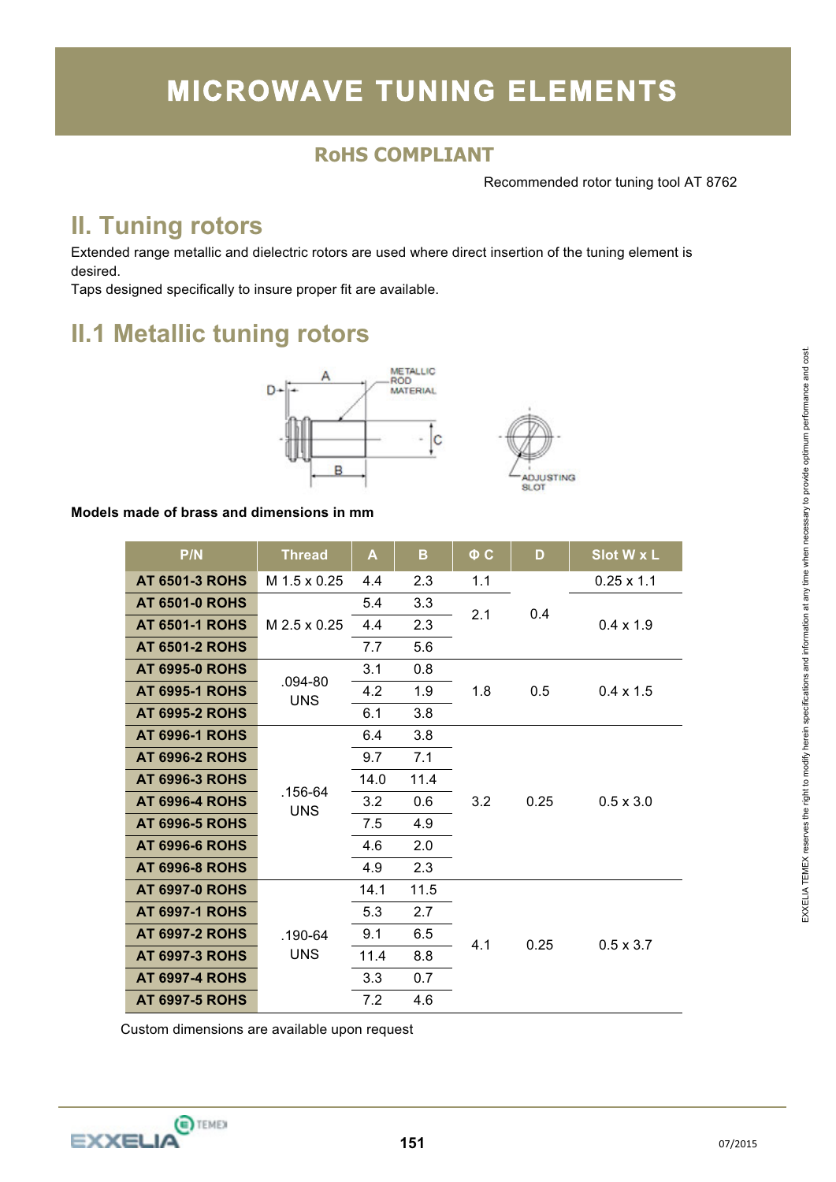# MICROWAVE TUNING ELEMENTS

### RoHS COMPLIANT

Recommended rotor tuning tool AT 8762

## II. Tuning rotors

Extended range metallic and dielectric rotors are used where direct insertion of the tuning element is desired.
Taps designed specifically to insure proper fit are available.

## II.1 Metallic tuning rotors

**Models made of brass and dimensions in mm**

| P/N | Thread | A | B | Φ C | D | Slot W x L |
|---|---|---|---|---|---|---|
| AT 6501-3 ROHS | M 1.5 x 0.25 | 4.4 | 2.3 | 1.1 | 0.4 | 0.25 x 1.1 |
| AT 6501-0 ROHS | M 2.5 x 0.25 | 5.4 | 3.3 | 2.1 | 0.4 | 0.4 x 1.9 |
| AT 6501-1 ROHS | M 2.5 x 0.25 | 4.4 | 2.3 | 2.1 | 0.4 | 0.4 x 1.9 |
| AT 6501-2 ROHS | M 2.5 x 0.25 | 7.7 | 5.6 | 2.1 | 0.4 | 0.4 x 1.9 |
| AT 6995-0 ROHS | .094-80 UNS | 3.1 | 0.8 | 1.8 | 0.5 | 0.4 x 1.5 |
| AT 6995-1 ROHS | .094-80 UNS | 4.2 | 1.9 | 1.8 | 0.5 | 0.4 x 1.5 |
| AT 6995-2 ROHS | .094-80 UNS | 6.1 | 3.8 | 1.8 | 0.5 | 0.4 x 1.5 |
| AT 6996-1 ROHS | .156-64 UNS | 6.4 | 3.8 | 3.2 | 0.25 | 0.5 x 3.0 |
| AT 6996-2 ROHS | .156-64 UNS | 9.7 | 7.1 | 3.2 | 0.25 | 0.5 x 3.0 |
| AT 6996-3 ROHS | .156-64 UNS | 14.0 | 11.4 | 3.2 | 0.25 | 0.5 x 3.0 |
| AT 6996-4 ROHS | .156-64 UNS | 3.2 | 0.6 | 3.2 | 0.25 | 0.5 x 3.0 |
| AT 6996-5 ROHS | .156-64 UNS | 7.5 | 4.9 | 3.2 | 0.25 | 0.5 x 3.0 |
| AT 6996-6 ROHS | .156-64 UNS | 4.6 | 2.0 | 3.2 | 0.25 | 0.5 x 3.0 |
| AT 6996-8 ROHS | .156-64 UNS | 4.9 | 2.3 | 3.2 | 0.25 | 0.5 x 3.0 |
| AT 6997-0 ROHS | .190-64 UNS | 14.1 | 11.5 | 4.1 | 0.25 | 0.5 x 3.7 |
| AT 6997-1 ROHS | .190-64 UNS | 5.3 | 2.7 | 4.1 | 0.25 | 0.5 x 3.7 |
| AT 6997-2 ROHS | .190-64 UNS | 9.1 | 6.5 | 4.1 | 0.25 | 0.5 x 3.7 |
| AT 6997-3 ROHS | .190-64 UNS | 11.4 | 8.8 | 4.1 | 0.25 | 0.5 x 3.7 |
| AT 6997-4 ROHS | .190-64 UNS | 3.3 | 0.7 | 4.1 | 0.25 | 0.5 x 3.7 |
| AT 6997-5 ROHS | .190-64 UNS | 7.2 | 4.6 | 4.1 | 0.25 | 0.5 x 3.7 |

Custom dimensions are available upon request

EXXELIA TEMEX reserves the right to modify herein specifications and information at any time when necessary to provide optimum performance and cost.

07/2015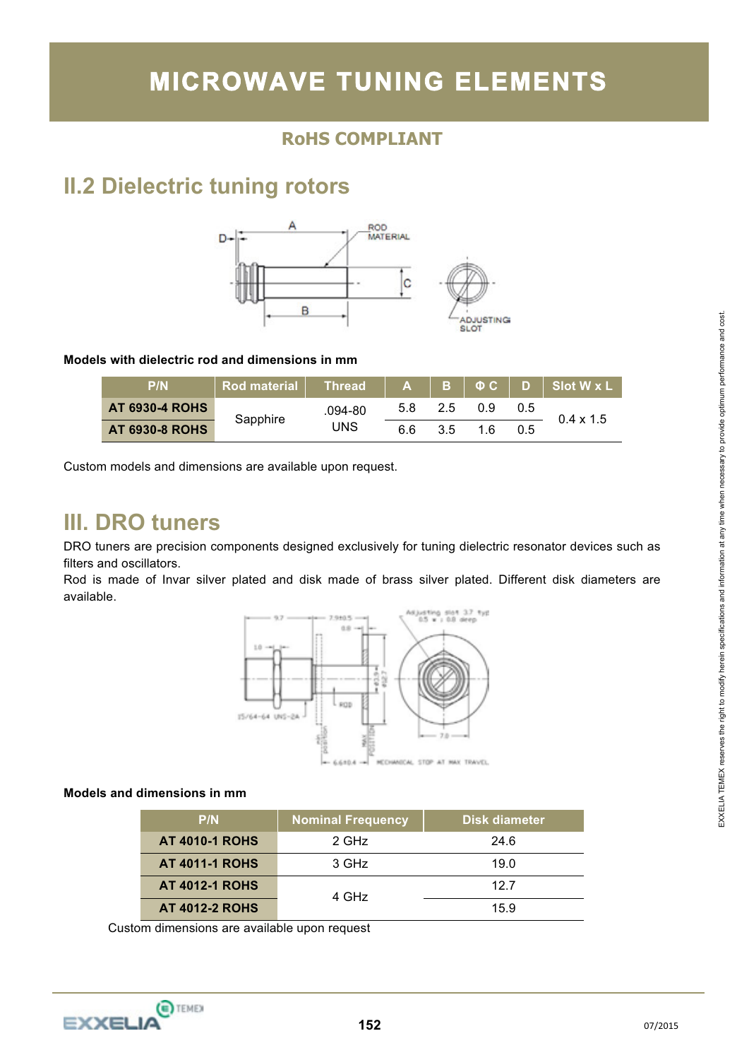# MICROWAVE TUNING ELEMENTS

### RoHS COMPLIANT

## II.2 Dielectric tuning rotors

**Models with dielectric rod and dimensions in mm**

| P/N | Rod material | Thread | A | B | Φ C | D | Slot W x L |
|---|---|---|---|---|---|---|---|
| **AT 6930-4 ROHS** | Sapphire | .094-80 UNS | 5.8 | 2.5 | 0.9 | 0.5 | 0.4 x 1.5 |
| **AT 6930-8 ROHS** | | | 6.6 | 3.5 | 1.6 | 0.5 | |

Custom models and dimensions are available upon request.

## III. DRO tuners

DRO tuners are precision components designed exclusively for tuning dielectric resonator devices such as filters and oscillators.
Rod is made of Invar silver plated and disk made of brass silver plated. Different disk diameters are available.

**Models and dimensions in mm**

| P/N | Nominal Frequency | Disk diameter |
|---|---|---|
| **AT 4010-1 ROHS** | 2 GHz | 24.6 |
| **AT 4011-1 ROHS** | 3 GHz | 19.0 |
| **AT 4012-1 ROHS** | 4 GHz | 12.7 |
| **AT 4012-2 ROHS** | | 15.9 |

Custom dimensions are available upon request

EXXELIA TEMEX reserves the right to modify herein specifications and information at any time when necessary to provide optimum performance and cost.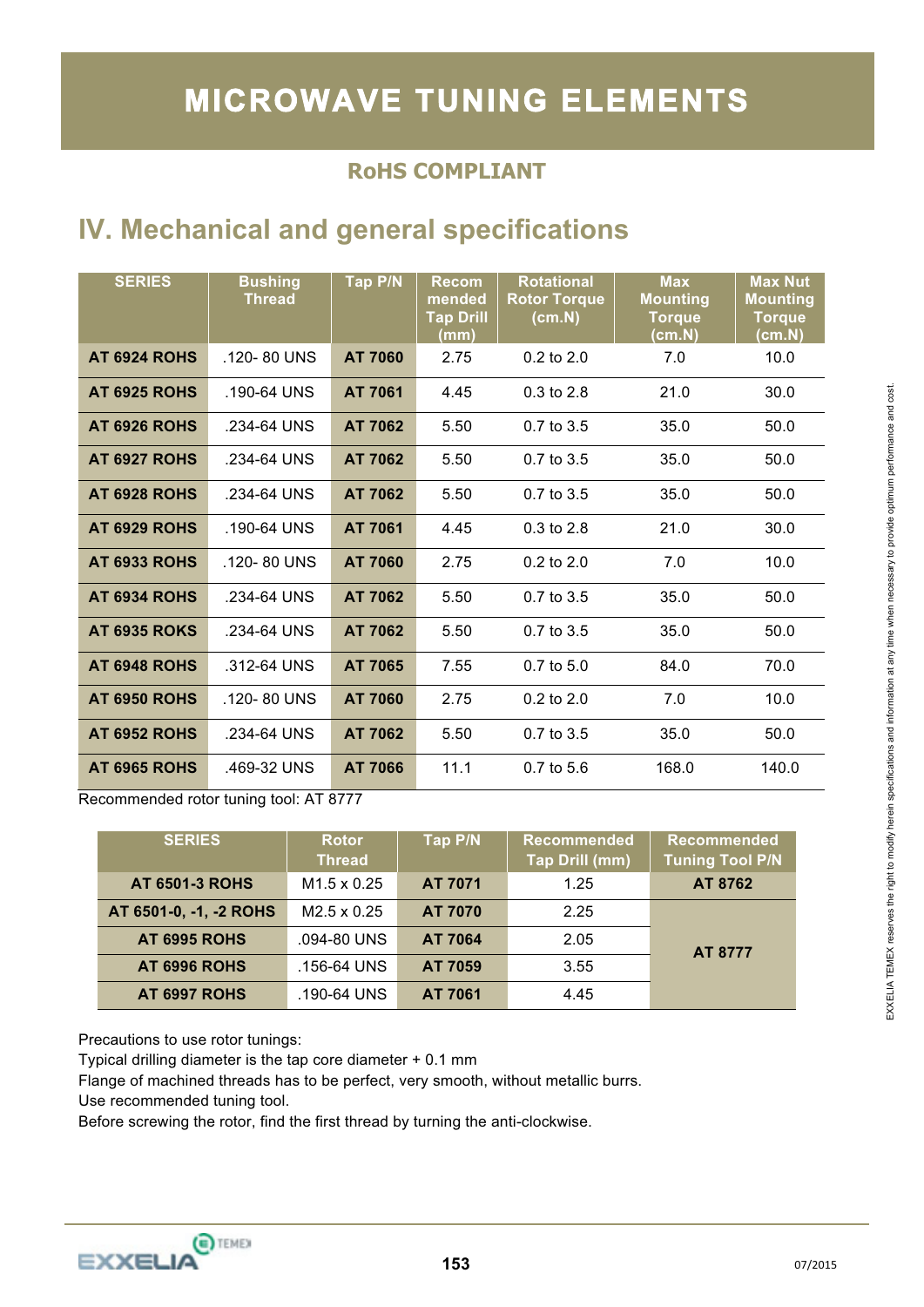# MICROWAVE TUNING ELEMENTS

### RoHS COMPLIANT

## IV. Mechanical and general specifications

| SERIES | Bushing Thread | Tap P/N | Recom mended Tap Drill (mm) | Rotational Rotor Torque (cm.N) | Max Mounting Torque (cm.N) | Max Nut Mounting Torque (cm.N) |
|---|---|---|---|---|---|---|
| **AT 6924 ROHS** | .120- 80 UNS | **AT 7060** | 2.75 | 0.2 to 2.0 | 7.0 | 10.0 |
| **AT 6925 ROHS** | .190-64 UNS | **AT 7061** | 4.45 | 0.3 to 2.8 | 21.0 | 30.0 |
| **AT 6926 ROHS** | .234-64 UNS | **AT 7062** | 5.50 | 0.7 to 3.5 | 35.0 | 50.0 |
| **AT 6927 ROHS** | .234-64 UNS | **AT 7062** | 5.50 | 0.7 to 3.5 | 35.0 | 50.0 |
| **AT 6928 ROHS** | .234-64 UNS | **AT 7062** | 5.50 | 0.7 to 3.5 | 35.0 | 50.0 |
| **AT 6929 ROHS** | .190-64 UNS | **AT 7061** | 4.45 | 0.3 to 2.8 | 21.0 | 30.0 |
| **AT 6933 ROHS** | .120- 80 UNS | **AT 7060** | 2.75 | 0.2 to 2.0 | 7.0 | 10.0 |
| **AT 6934 ROHS** | .234-64 UNS | **AT 7062** | 5.50 | 0.7 to 3.5 | 35.0 | 50.0 |
| **AT 6935 ROKS** | .234-64 UNS | **AT 7062** | 5.50 | 0.7 to 3.5 | 35.0 | 50.0 |
| **AT 6948 ROHS** | .312-64 UNS | **AT 7065** | 7.55 | 0.7 to 5.0 | 84.0 | 70.0 |
| **AT 6950 ROHS** | .120- 80 UNS | **AT 7060** | 2.75 | 0.2 to 2.0 | 7.0 | 10.0 |
| **AT 6952 ROHS** | .234-64 UNS | **AT 7062** | 5.50 | 0.7 to 3.5 | 35.0 | 50.0 |
| **AT 6965 ROHS** | .469-32 UNS | **AT 7066** | 11.1 | 0.7 to 5.6 | 168.0 | 140.0 |

Recommended rotor tuning tool: AT 8777

| SERIES | Rotor Thread | Tap P/N | Recommended Tap Drill (mm) | Recommended Tuning Tool P/N |
|---|---|---|---|---|
| **AT 6501-3 ROHS** | M1.5 x 0.25 | **AT 7071** | 1.25 | **AT 8762** |
| **AT 6501-0, -1, -2 ROHS** | M2.5 x 0.25 | **AT 7070** | 2.25 | **AT 8777** |
| **AT 6995 ROHS** | .094-80 UNS | **AT 7064** | 2.05 | |
| **AT 6996 ROHS** | .156-64 UNS | **AT 7059** | 3.55 | |
| **AT 6997 ROHS** | .190-64 UNS | **AT 7061** | 4.45 | |

Precautions to use rotor tunings:
Typical drilling diameter is the tap core diameter + 0.1 mm
Flange of machined threads has to be perfect, very smooth, without metallic burrs.
Use recommended tuning tool.
Before screwing the rotor, find the first thread by turning the anti-clockwise.

EXXELIA TEMEX reserves the right to modify herein specifications and information at any time when necessary to provide optimum performance and cost.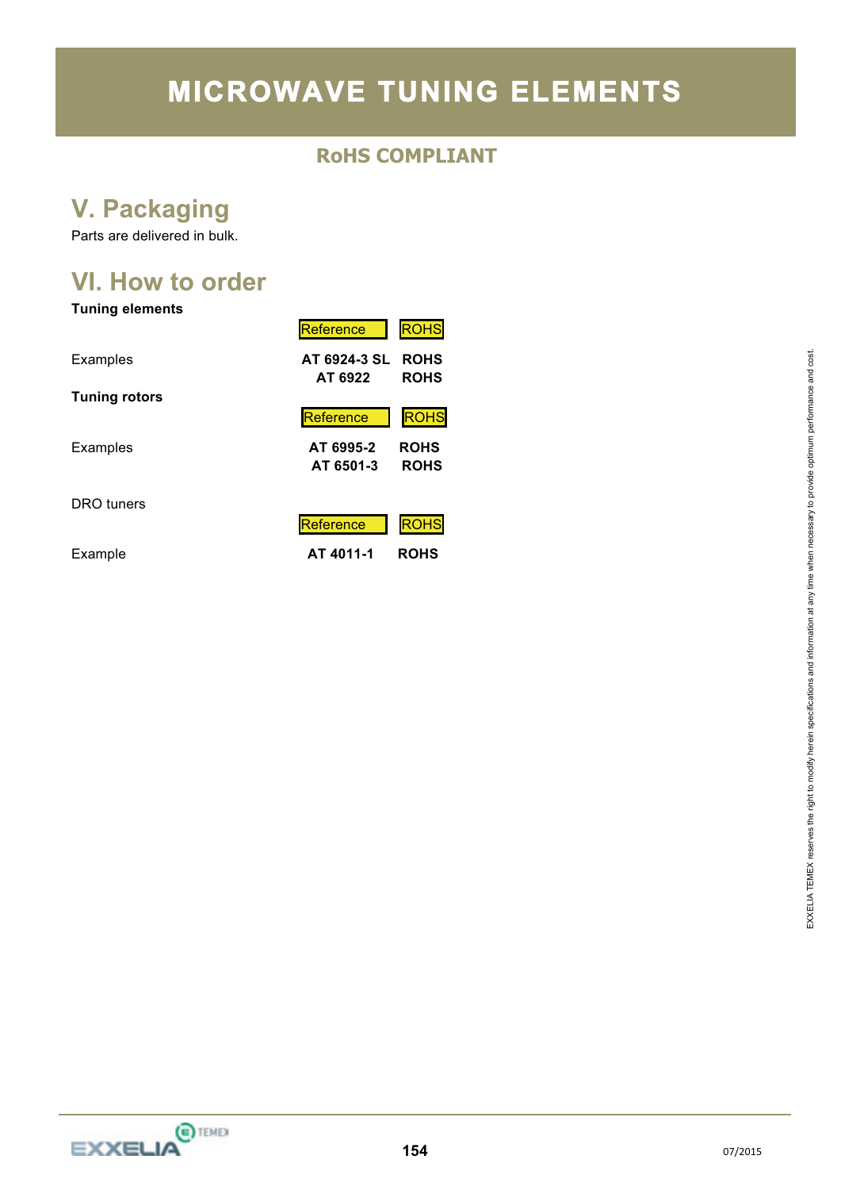# MICROWAVE TUNING ELEMENTS

## RoHS COMPLIANT

## V. Packaging

Parts are delivered in bulk.

## VI. How to order

**Tuning elements**

| | Reference | ROHS |
|---|---|---|
| Examples | **AT 6924-3 SL** | **ROHS** |
| | **AT 6922** | **ROHS** |

**Tuning rotors**

| | Reference | ROHS |
|---|---|---|
| Examples | **AT 6995-2** | **ROHS** |
| | **AT 6501-3** | **ROHS** |

DRO tuners

| | Reference | ROHS |
|---|---|---|
| Example | **AT 4011-1** | **ROHS** |

EXXELIA TEMEX reserves the right to modify herein specifications and information at any time when necessary to provide optimum performance and cost.

07/2015